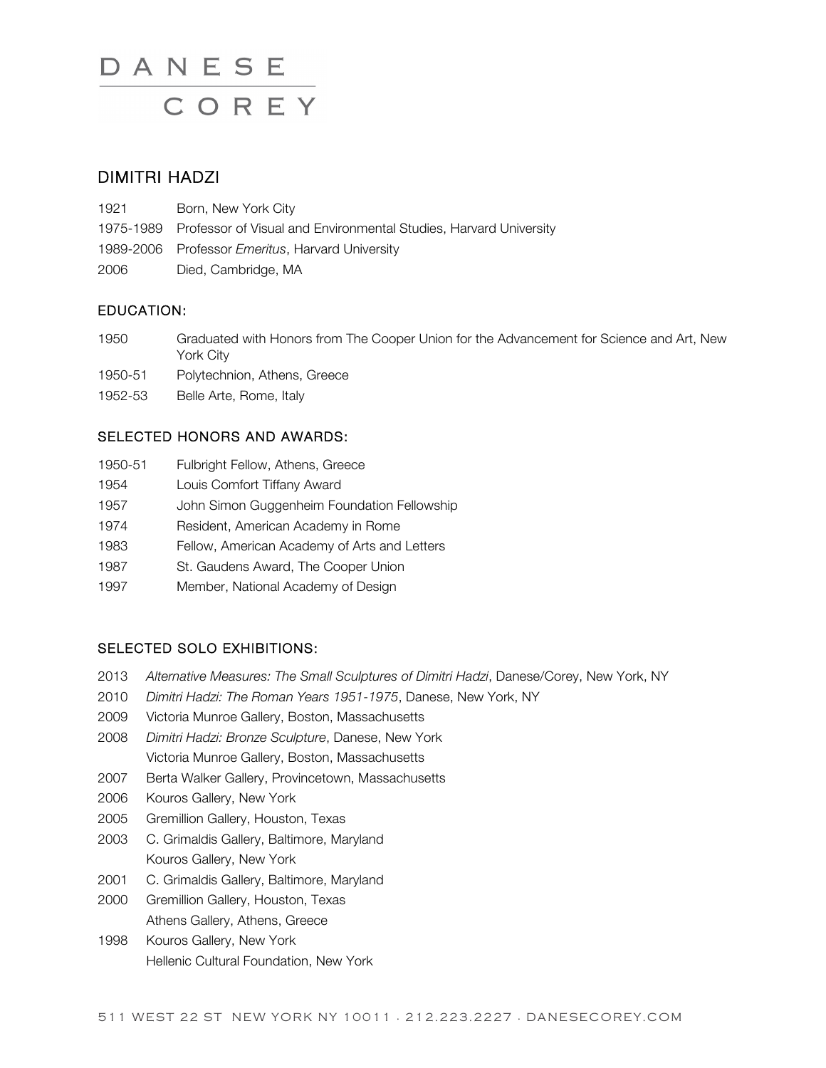# DANESE COREY

## DIMITRI HADZI

1921 Born, New York City

1975-1989 Professor of Visual and Environmental Studies, Harvard University

1989-2006 Professor *Emeritus*, Harvard University

2006 Died, Cambridge, MA

### EDUCATION:

1950 Graduated with Honors from The Cooper Union for the Advancement for Science and Art, New York City

1950-51 Polytechnion, Athens, Greece

1952-53 Belle Arte, Rome, Italy

### SELECTED HONORS AND AWARDS:

1950-51 Fulbright Fellow, Athens, Greece

1954 Louis Comfort Tiffany Award

1957 John Simon Guggenheim Foundation Fellowship

1974 Resident, American Academy in Rome

1983 Fellow, American Academy of Arts and Letters

1987 St. Gaudens Award, The Cooper Union

1997 Member, National Academy of Design

### SELECTED SOLO EXHIBITIONS:

2013 *Alternative Measures: The Small Sculptures of Dimitri Hadzi*, Danese/Corey, New York, NY

2010 *Dimitri Hadzi: The Roman Years 1951-1975*, Danese, New York, NY

2009 Victoria Munroe Gallery, Boston, Massachusetts

2008 *Dimitri Hadzi: Bronze Sculpture*, Danese, New York
Victoria Munroe Gallery, Boston, Massachusetts

2007 Berta Walker Gallery, Provincetown, Massachusetts

2006 Kouros Gallery, New York

2005 Gremillion Gallery, Houston, Texas

2003 C. Grimaldis Gallery, Baltimore, Maryland
Kouros Gallery, New York

2001 C. Grimaldis Gallery, Baltimore, Maryland

2000 Gremillion Gallery, Houston, Texas
Athens Gallery, Athens, Greece

1998 Kouros Gallery, New York
Hellenic Cultural Foundation, New York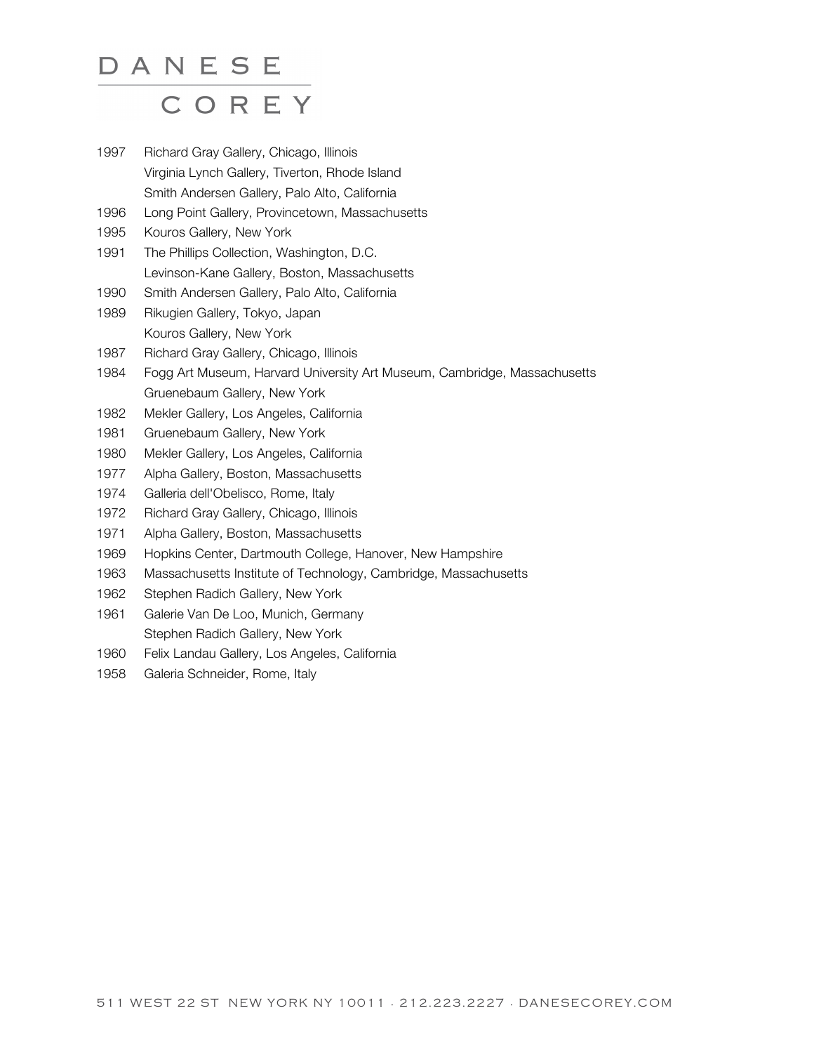1997 Richard Gray Gallery, Chicago, Illinois
Virginia Lynch Gallery, Tiverton, Rhode Island
Smith Andersen Gallery, Palo Alto, California

1996 Long Point Gallery, Provincetown, Massachusetts

1995 Kouros Gallery, New York

1991 The Phillips Collection, Washington, D.C.
Levinson-Kane Gallery, Boston, Massachusetts

1990 Smith Andersen Gallery, Palo Alto, California

1989 Rikugien Gallery, Tokyo, Japan
Kouros Gallery, New York

1987 Richard Gray Gallery, Chicago, Illinois

1984 Fogg Art Museum, Harvard University Art Museum, Cambridge, Massachusetts
Gruenebaum Gallery, New York

1982 Mekler Gallery, Los Angeles, California

1981 Gruenebaum Gallery, New York

1980 Mekler Gallery, Los Angeles, California

1977 Alpha Gallery, Boston, Massachusetts

1974 Galleria dell'Obelisco, Rome, Italy

1972 Richard Gray Gallery, Chicago, Illinois

1971 Alpha Gallery, Boston, Massachusetts

1969 Hopkins Center, Dartmouth College, Hanover, New Hampshire

1963 Massachusetts Institute of Technology, Cambridge, Massachusetts

1962 Stephen Radich Gallery, New York

1961 Galerie Van De Loo, Munich, Germany
Stephen Radich Gallery, New York

1960 Felix Landau Gallery, Los Angeles, California

1958 Galeria Schneider, Rome, Italy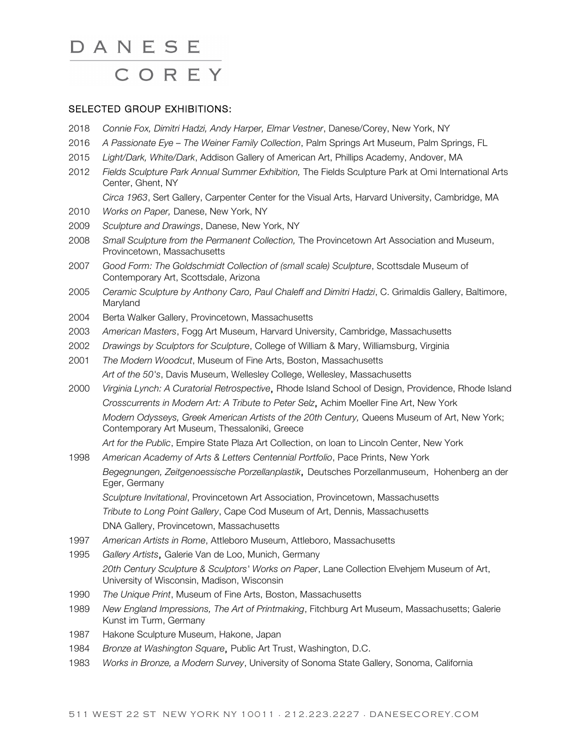## SELECTED GROUP EXHIBITIONS:

2018 *Connie Fox, Dimitri Hadzi, Andy Harper, Elmar Vestner*, Danese/Corey, New York, NY

2016 *A Passionate Eye – The Weiner Family Collection*, Palm Springs Art Museum, Palm Springs, FL

2015 *Light/Dark, White/Dark*, Addison Gallery of American Art, Phillips Academy, Andover, MA

2012 *Fields Sculpture Park Annual Summer Exhibition,* The Fields Sculpture Park at Omi International Arts Center, Ghent, NY

*Circa 1963*, Sert Gallery, Carpenter Center for the Visual Arts, Harvard University, Cambridge, MA

2010 *Works on Paper,* Danese, New York, NY

2009 *Sculpture and Drawings*, Danese, New York, NY

2008 *Small Sculpture from the Permanent Collection,* The Provincetown Art Association and Museum, Provincetown, Massachusetts

2007 *Good Form: The Goldschmidt Collection of (small scale) Sculpture*, Scottsdale Museum of Contemporary Art, Scottsdale, Arizona

2005 *Ceramic Sculpture by Anthony Caro, Paul Chaleff and Dimitri Hadzi*, C. Grimaldis Gallery, Baltimore, Maryland

2004 Berta Walker Gallery, Provincetown, Massachusetts

2003 *American Masters*, Fogg Art Museum, Harvard University, Cambridge, Massachusetts

2002 *Drawings by Sculptors for Sculpture*, College of William & Mary, Williamsburg, Virginia

2001 *The Modern Woodcut*, Museum of Fine Arts, Boston, Massachusetts

*Art of the 50's*, Davis Museum, Wellesley College, Wellesley, Massachusetts

2000 *Virginia Lynch: A Curatorial Retrospective*, Rhode Island School of Design, Providence, Rhode Island

*Crosscurrents in Modern Art: A Tribute to Peter Selz*, Achim Moeller Fine Art, New York

*Modern Odysseys, Greek American Artists of the 20th Century,* Queens Museum of Art, New York; Contemporary Art Museum, Thessaloniki, Greece

*Art for the Public*, Empire State Plaza Art Collection, on loan to Lincoln Center, New York

1998 *American Academy of Arts & Letters Centennial Portfolio*, Pace Prints, New York

*Begegnungen, Zeitgenoessische Porzellanplastik*, Deutsches Porzellanmuseum, Hohenberg an der Eger, Germany

*Sculpture Invitational*, Provincetown Art Association, Provincetown, Massachusetts

*Tribute to Long Point Gallery*, Cape Cod Museum of Art, Dennis, Massachusetts

DNA Gallery, Provincetown, Massachusetts

1997 *American Artists in Rome*, Attleboro Museum, Attleboro, Massachusetts

1995 *Gallery Artists*, Galerie Van de Loo, Munich, Germany

*20th Century Sculpture & Sculptors' Works on Paper*, Lane Collection Elvehjem Museum of Art, University of Wisconsin, Madison, Wisconsin

1990 *The Unique Print*, Museum of Fine Arts, Boston, Massachusetts

1989 *New England Impressions, The Art of Printmaking*, Fitchburg Art Museum, Massachusetts; Galerie Kunst im Turm, Germany

1987 Hakone Sculpture Museum, Hakone, Japan

1984 *Bronze at Washington Square*, Public Art Trust, Washington, D.C.

1983 *Works in Bronze, a Modern Survey*, University of Sonoma State Gallery, Sonoma, California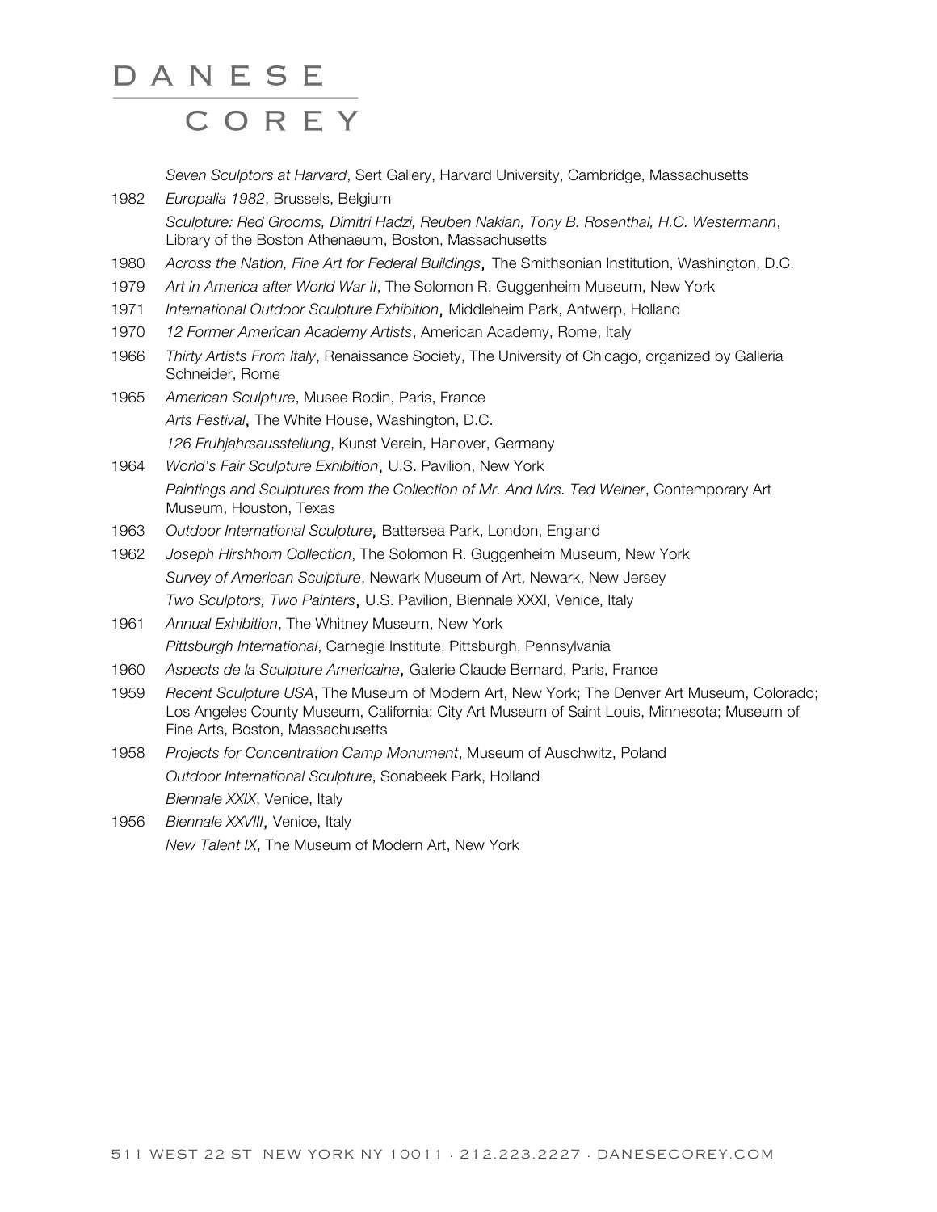*Seven Sculptors at Harvard*, Sert Gallery, Harvard University, Cambridge, Massachusetts

1982 *Europalia 1982*, Brussels, Belgium

*Sculpture: Red Grooms, Dimitri Hadzi, Reuben Nakian, Tony B. Rosenthal, H.C. Westermann*, Library of the Boston Athenaeum, Boston, Massachusetts

1980 *Across the Nation, Fine Art for Federal Buildings*, The Smithsonian Institution, Washington, D.C.

1979 *Art in America after World War II*, The Solomon R. Guggenheim Museum, New York

1971 *International Outdoor Sculpture Exhibition*, Middleheim Park, Antwerp, Holland

1970 *12 Former American Academy Artists*, American Academy, Rome, Italy

1966 *Thirty Artists From Italy*, Renaissance Society, The University of Chicago, organized by Galleria Schneider, Rome

1965 *American Sculpture*, Musee Rodin, Paris, France

*Arts Festival*, The White House, Washington, D.C.

*126 Fruhjahrsausstellung*, Kunst Verein, Hanover, Germany

1964 *World's Fair Sculpture Exhibition*, U.S. Pavilion, New York

*Paintings and Sculptures from the Collection of Mr. And Mrs. Ted Weiner*, Contemporary Art Museum, Houston, Texas

1963 *Outdoor International Sculpture*, Battersea Park, London, England

1962 *Joseph Hirshhorn Collection*, The Solomon R. Guggenheim Museum, New York

*Survey of American Sculpture*, Newark Museum of Art, Newark, New Jersey

*Two Sculptors, Two Painters*, U.S. Pavilion, Biennale XXXI, Venice, Italy

1961 *Annual Exhibition*, The Whitney Museum, New York

*Pittsburgh International*, Carnegie Institute, Pittsburgh, Pennsylvania

1960 *Aspects de la Sculpture Americaine*, Galerie Claude Bernard, Paris, France

1959 *Recent Sculpture USA*, The Museum of Modern Art, New York; The Denver Art Museum, Colorado; Los Angeles County Museum, California; City Art Museum of Saint Louis, Minnesota; Museum of Fine Arts, Boston, Massachusetts

1958 *Projects for Concentration Camp Monument*, Museum of Auschwitz, Poland

*Outdoor International Sculpture*, Sonabeek Park, Holland

*Biennale XXIX*, Venice, Italy

1956 *Biennale XXVIII*, Venice, Italy

*New Talent IX*, The Museum of Modern Art, New York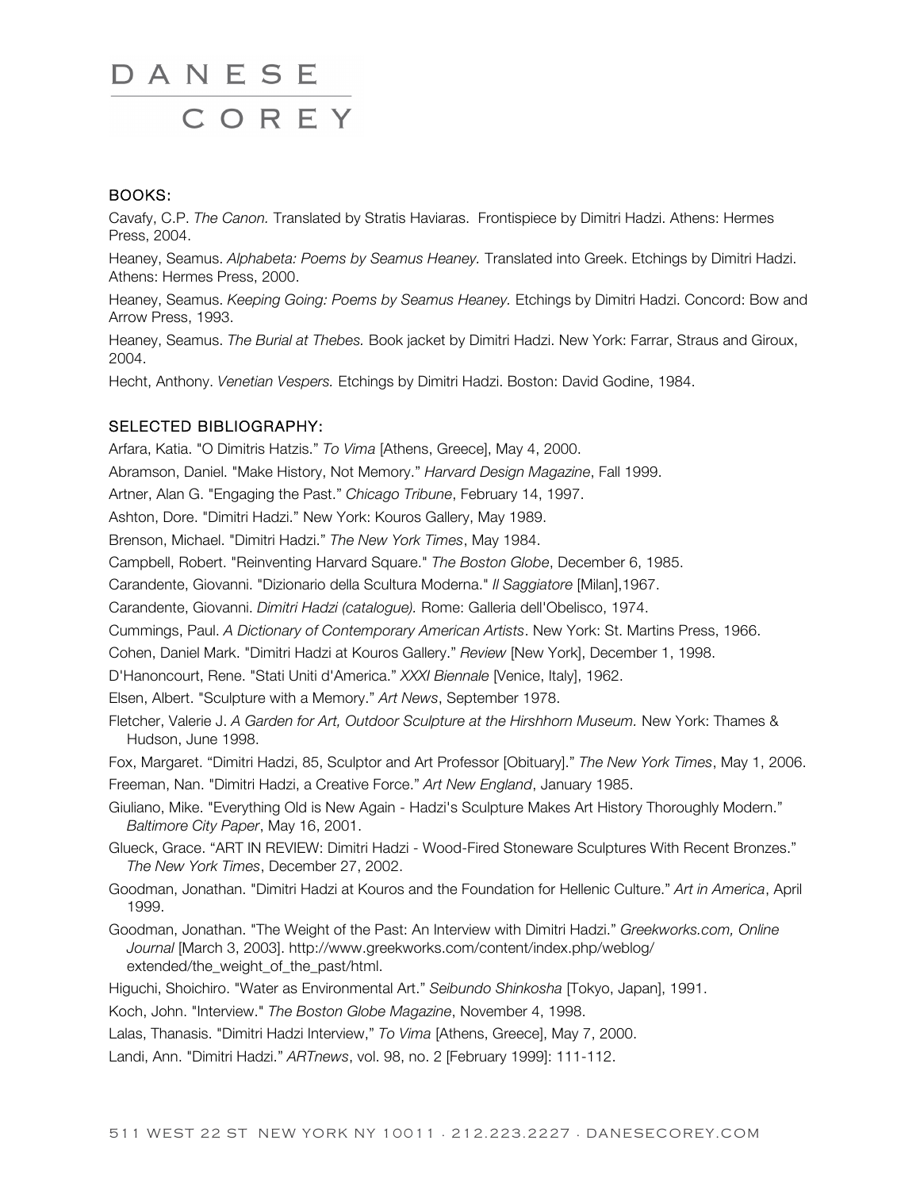## BOOKS:

Cavafy, C.P. *The Canon.* Translated by Stratis Haviaras. Frontispiece by Dimitri Hadzi. Athens: Hermes Press, 2004.

Heaney, Seamus. *Alphabeta: Poems by Seamus Heaney.* Translated into Greek. Etchings by Dimitri Hadzi. Athens: Hermes Press, 2000.

Heaney, Seamus. *Keeping Going: Poems by Seamus Heaney.* Etchings by Dimitri Hadzi. Concord: Bow and Arrow Press, 1993.

Heaney, Seamus. *The Burial at Thebes.* Book jacket by Dimitri Hadzi. New York: Farrar, Straus and Giroux, 2004.

Hecht, Anthony. *Venetian Vespers.* Etchings by Dimitri Hadzi. Boston: David Godine, 1984.

## SELECTED BIBLIOGRAPHY:

Arfara, Katia. "O Dimitris Hatzis." *To Vima* [Athens, Greece], May 4, 2000.

Abramson, Daniel. "Make History, Not Memory." *Harvard Design Magazine*, Fall 1999.

Artner, Alan G. "Engaging the Past." *Chicago Tribune*, February 14, 1997.

Ashton, Dore. "Dimitri Hadzi." New York: Kouros Gallery, May 1989.

Brenson, Michael. "Dimitri Hadzi." *The New York Times*, May 1984.

Campbell, Robert. "Reinventing Harvard Square." *The Boston Globe*, December 6, 1985.

Carandente, Giovanni. "Dizionario della Scultura Moderna." *Il Saggiatore* [Milan],1967.

Carandente, Giovanni. *Dimitri Hadzi (catalogue).* Rome: Galleria dell'Obelisco, 1974.

Cummings, Paul. *A Dictionary of Contemporary American Artists*. New York: St. Martins Press, 1966.

Cohen, Daniel Mark. "Dimitri Hadzi at Kouros Gallery." *Review* [New York], December 1, 1998.

D'Hanoncourt, Rene. "Stati Uniti d'America." *XXXI Biennale* [Venice, Italy], 1962.

Elsen, Albert. "Sculpture with a Memory." *Art News*, September 1978.

Fletcher, Valerie J. *A Garden for Art, Outdoor Sculpture at the Hirshhorn Museum.* New York: Thames & Hudson, June 1998.

Fox, Margaret. "Dimitri Hadzi, 85, Sculptor and Art Professor [Obituary]." *The New York Times*, May 1, 2006.

Freeman, Nan. "Dimitri Hadzi, a Creative Force." *Art New England*, January 1985.

Giuliano, Mike. "Everything Old is New Again - Hadzi's Sculpture Makes Art History Thoroughly Modern." *Baltimore City Paper*, May 16, 2001.

Glueck, Grace. "ART IN REVIEW: Dimitri Hadzi - Wood-Fired Stoneware Sculptures With Recent Bronzes." *The New York Times*, December 27, 2002.

Goodman, Jonathan. "Dimitri Hadzi at Kouros and the Foundation for Hellenic Culture." *Art in America*, April 1999.

Goodman, Jonathan. "The Weight of the Past: An Interview with Dimitri Hadzi." *Greekworks.com, Online Journal* [March 3, 2003]. http://www.greekworks.com/content/index.php/weblog/extended/the_weight_of_the_past/html.

Higuchi, Shoichiro. "Water as Environmental Art." *Seibundo Shinkosha* [Tokyo, Japan], 1991.

Koch, John. "Interview." *The Boston Globe Magazine*, November 4, 1998.

Lalas, Thanasis. "Dimitri Hadzi Interview," *To Vima* [Athens, Greece], May 7, 2000.

Landi, Ann. "Dimitri Hadzi." *ARTnews*, vol. 98, no. 2 [February 1999]: 111-112.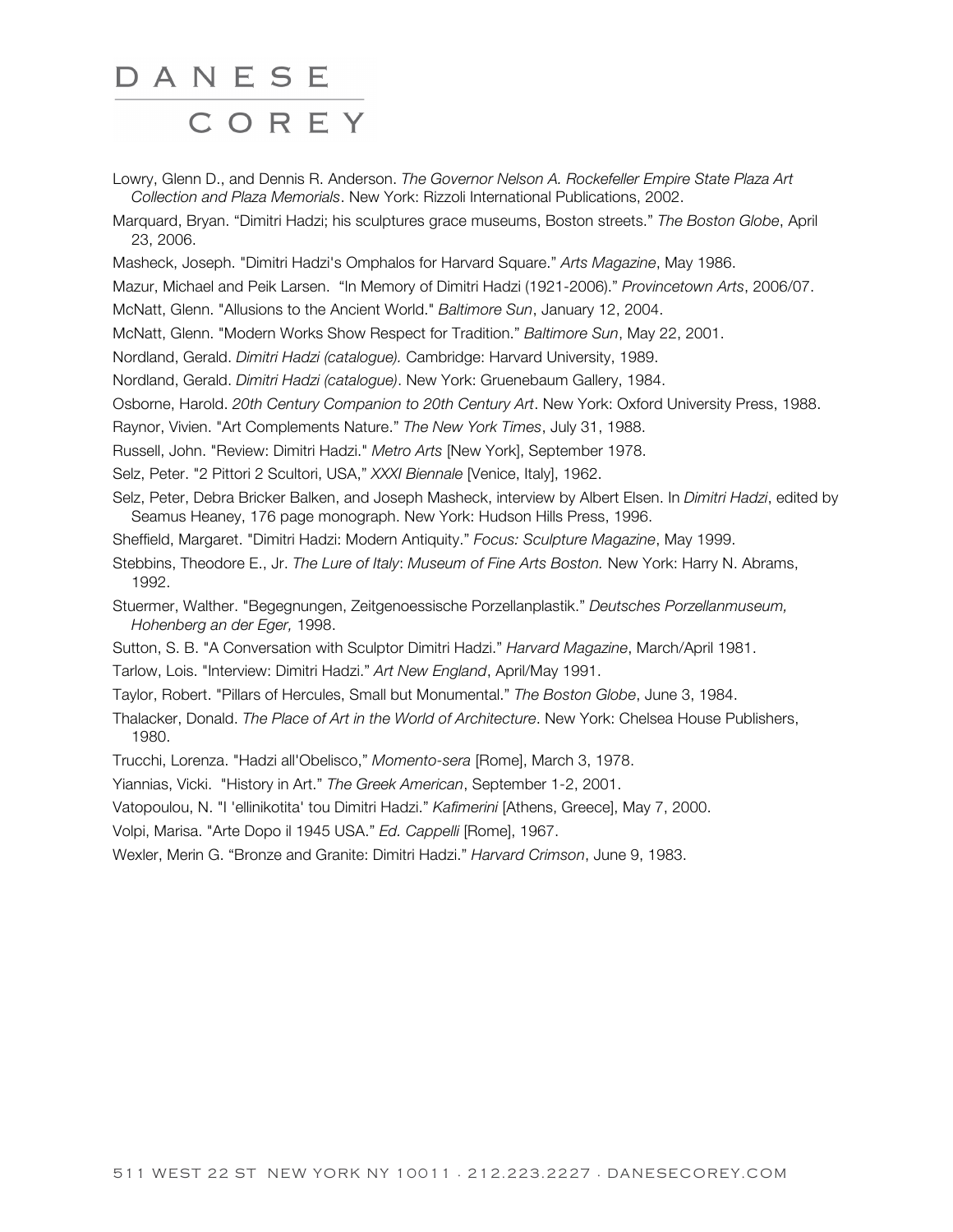Lowry, Glenn D., and Dennis R. Anderson. *The Governor Nelson A. Rockefeller Empire State Plaza Art Collection and Plaza Memorials*. New York: Rizzoli International Publications, 2002.

Marquard, Bryan. "Dimitri Hadzi; his sculptures grace museums, Boston streets." *The Boston Globe*, April 23, 2006.

Masheck, Joseph. "Dimitri Hadzi's Omphalos for Harvard Square." *Arts Magazine*, May 1986.

Mazur, Michael and Peik Larsen. "In Memory of Dimitri Hadzi (1921-2006)." *Provincetown Arts*, 2006/07.

McNatt, Glenn. "Allusions to the Ancient World." *Baltimore Sun*, January 12, 2004.

McNatt, Glenn. "Modern Works Show Respect for Tradition." *Baltimore Sun*, May 22, 2001.

Nordland, Gerald. *Dimitri Hadzi (catalogue).* Cambridge: Harvard University, 1989.

Nordland, Gerald. *Dimitri Hadzi (catalogue)*. New York: Gruenebaum Gallery, 1984.

Osborne, Harold. *20th Century Companion to 20th Century Art*. New York: Oxford University Press, 1988.

Raynor, Vivien. "Art Complements Nature." *The New York Times*, July 31, 1988.

Russell, John. "Review: Dimitri Hadzi." *Metro Arts* [New York], September 1978.

Selz, Peter. "2 Pittori 2 Scultori, USA," *XXXI Biennale* [Venice, Italy], 1962.

Selz, Peter, Debra Bricker Balken, and Joseph Masheck, interview by Albert Elsen. In *Dimitri Hadzi*, edited by Seamus Heaney, 176 page monograph. New York: Hudson Hills Press, 1996.

Sheffield, Margaret. "Dimitri Hadzi: Modern Antiquity." *Focus: Sculpture Magazine*, May 1999.

Stebbins, Theodore E., Jr. *The Lure of Italy*: *Museum of Fine Arts Boston.* New York: Harry N. Abrams, 1992.

Stuermer, Walther. "Begegnungen, Zeitgenoessische Porzellanplastik." *Deutsches Porzellanmuseum, Hohenberg an der Eger,* 1998.

Sutton, S. B. "A Conversation with Sculptor Dimitri Hadzi." *Harvard Magazine*, March/April 1981.

Tarlow, Lois. "Interview: Dimitri Hadzi." *Art New England*, April/May 1991.

Taylor, Robert. "Pillars of Hercules, Small but Monumental." *The Boston Globe*, June 3, 1984.

Thalacker, Donald. *The Place of Art in the World of Architecture*. New York: Chelsea House Publishers, 1980.

Trucchi, Lorenza. "Hadzi all'Obelisco," *Momento-sera* [Rome], March 3, 1978.

Yiannias, Vicki. "History in Art." *The Greek American*, September 1-2, 2001.

Vatopoulou, N. "I 'ellinikotita' tou Dimitri Hadzi." *Kafimerini* [Athens, Greece], May 7, 2000.

Volpi, Marisa. "Arte Dopo il 1945 USA." *Ed. Cappelli* [Rome], 1967.

Wexler, Merin G. "Bronze and Granite: Dimitri Hadzi." *Harvard Crimson*, June 9, 1983.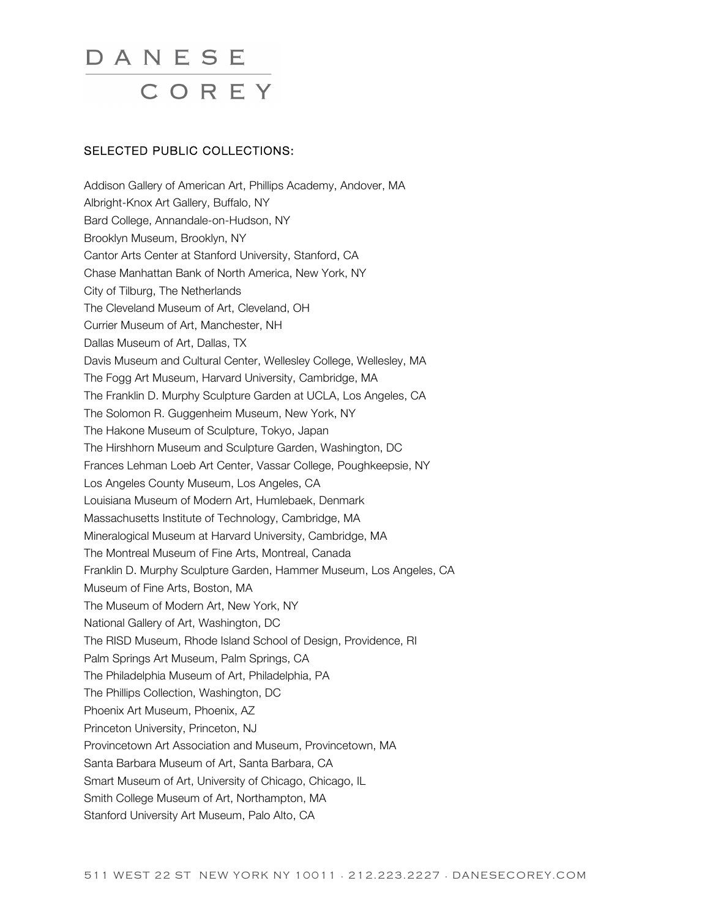## SELECTED PUBLIC COLLECTIONS:

Addison Gallery of American Art, Phillips Academy, Andover, MA
Albright-Knox Art Gallery, Buffalo, NY
Bard College, Annandale-on-Hudson, NY
Brooklyn Museum, Brooklyn, NY
Cantor Arts Center at Stanford University, Stanford, CA
Chase Manhattan Bank of North America, New York, NY
City of Tilburg, The Netherlands
The Cleveland Museum of Art, Cleveland, OH
Currier Museum of Art, Manchester, NH
Dallas Museum of Art, Dallas, TX
Davis Museum and Cultural Center, Wellesley College, Wellesley, MA
The Fogg Art Museum, Harvard University, Cambridge, MA
The Franklin D. Murphy Sculpture Garden at UCLA, Los Angeles, CA
The Solomon R. Guggenheim Museum, New York, NY
The Hakone Museum of Sculpture, Tokyo, Japan
The Hirshhorn Museum and Sculpture Garden, Washington, DC
Frances Lehman Loeb Art Center, Vassar College, Poughkeepsie, NY
Los Angeles County Museum, Los Angeles, CA
Louisiana Museum of Modern Art, Humlebaek, Denmark
Massachusetts Institute of Technology, Cambridge, MA
Mineralogical Museum at Harvard University, Cambridge, MA
The Montreal Museum of Fine Arts, Montreal, Canada
Franklin D. Murphy Sculpture Garden, Hammer Museum, Los Angeles, CA
Museum of Fine Arts, Boston, MA
The Museum of Modern Art, New York, NY
National Gallery of Art, Washington, DC
The RISD Museum, Rhode Island School of Design, Providence, RI
Palm Springs Art Museum, Palm Springs, CA
The Philadelphia Museum of Art, Philadelphia, PA
The Phillips Collection, Washington, DC
Phoenix Art Museum, Phoenix, AZ
Princeton University, Princeton, NJ
Provincetown Art Association and Museum, Provincetown, MA
Santa Barbara Museum of Art, Santa Barbara, CA
Smart Museum of Art, University of Chicago, Chicago, IL
Smith College Museum of Art, Northampton, MA
Stanford University Art Museum, Palo Alto, CA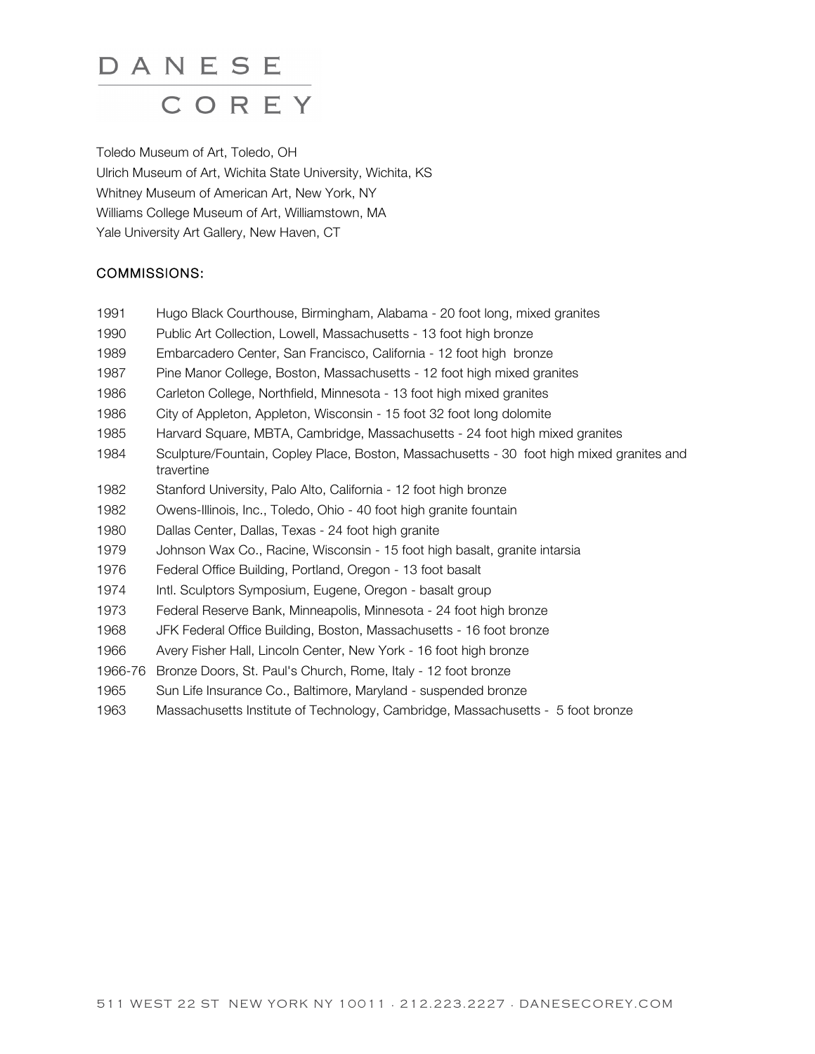Toledo Museum of Art, Toledo, OH
Ulrich Museum of Art, Wichita State University, Wichita, KS
Whitney Museum of American Art, New York, NY
Williams College Museum of Art, Williamstown, MA
Yale University Art Gallery, New Haven, CT

## COMMISSIONS:

| | |
|---|---|
| 1991 | Hugo Black Courthouse, Birmingham, Alabama - 20 foot long, mixed granites |
| 1990 | Public Art Collection, Lowell, Massachusetts - 13 foot high bronze |
| 1989 | Embarcadero Center, San Francisco, California - 12 foot high bronze |
| 1987 | Pine Manor College, Boston, Massachusetts - 12 foot high mixed granites |
| 1986 | Carleton College, Northfield, Minnesota - 13 foot high mixed granites |
| 1986 | City of Appleton, Appleton, Wisconsin - 15 foot 32 foot long dolomite |
| 1985 | Harvard Square, MBTA, Cambridge, Massachusetts - 24 foot high mixed granites |
| 1984 | Sculpture/Fountain, Copley Place, Boston, Massachusetts - 30 foot high mixed granites and travertine |
| 1982 | Stanford University, Palo Alto, California - 12 foot high bronze |
| 1982 | Owens-Illinois, Inc., Toledo, Ohio - 40 foot high granite fountain |
| 1980 | Dallas Center, Dallas, Texas - 24 foot high granite |
| 1979 | Johnson Wax Co., Racine, Wisconsin - 15 foot high basalt, granite intarsia |
| 1976 | Federal Office Building, Portland, Oregon - 13 foot basalt |
| 1974 | Intl. Sculptors Symposium, Eugene, Oregon - basalt group |
| 1973 | Federal Reserve Bank, Minneapolis, Minnesota - 24 foot high bronze |
| 1968 | JFK Federal Office Building, Boston, Massachusetts - 16 foot bronze |
| 1966 | Avery Fisher Hall, Lincoln Center, New York - 16 foot high bronze |
| 1966-76 | Bronze Doors, St. Paul's Church, Rome, Italy - 12 foot bronze |
| 1965 | Sun Life Insurance Co., Baltimore, Maryland - suspended bronze |
| 1963 | Massachusetts Institute of Technology, Cambridge, Massachusetts - 5 foot bronze |